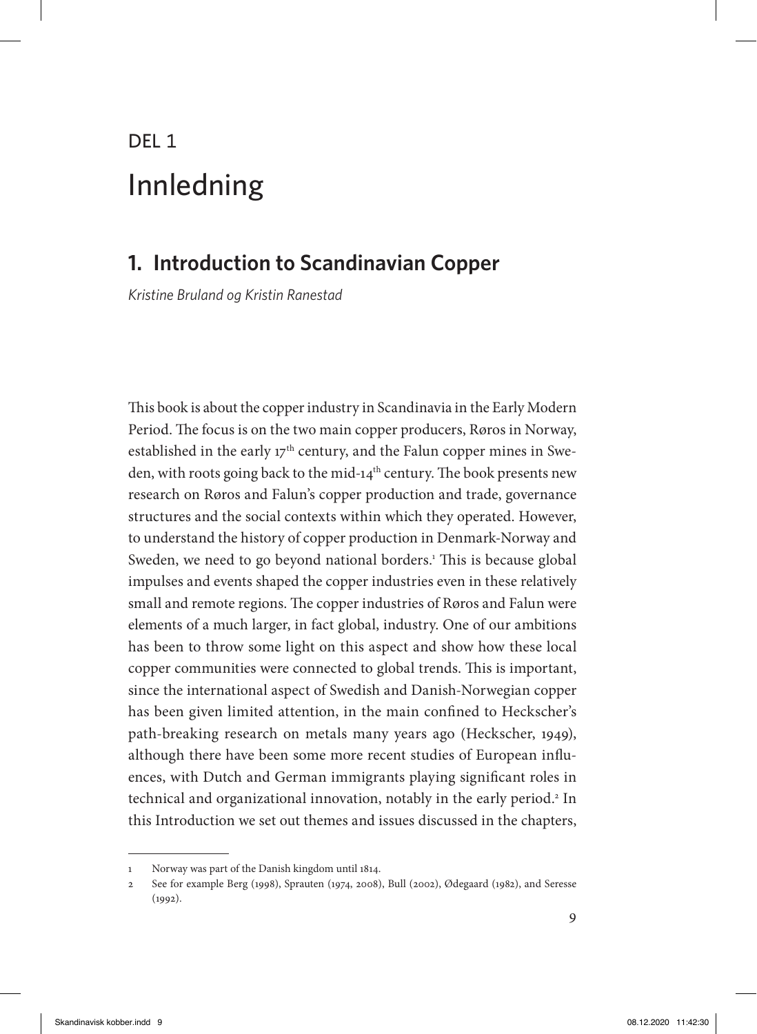# DEL 1

# Innledning

## 1. Introduction to Scandinavian Copper

*Kristine Bruland og Kristin Ranestad*

This book is about the copper industry in Scandinavia in the Early Modern Period. The focus is on the two main copper producers, Røros in Norway, established in the early 17th century, and the Falun copper mines in Sweden, with roots going back to the mid-14th century. The book presents new research on Røros and Falun's copper production and trade, governance structures and the social contexts within which they operated. However, to understand the history of copper production in Denmark-Norway and Sweden, we need to go beyond national borders.[1] This is because global impulses and events shaped the copper industries even in these relatively small and remote regions. The copper industries of Røros and Falun were elements of a much larger, in fact global, industry. One of our ambitions has been to throw some light on this aspect and show how these local copper communities were connected to global trends. This is important, since the international aspect of Swedish and Danish-Norwegian copper has been given limited attention, in the main confined to Heckscher's path-breaking research on metals many years ago (Heckscher, 1949), although there have been some more recent studies of European influences, with Dutch and German immigrants playing significant roles in technical and organizational innovation, notably in the early period.[2] In this Introduction we set out themes and issues discussed in the chapters,

---

1 Norway was part of the Danish kingdom until 1814.

2 See for example Berg (1998), Sprauten (1974, 2008), Bull (2002), Ødegaard (1982), and Seresse (1992).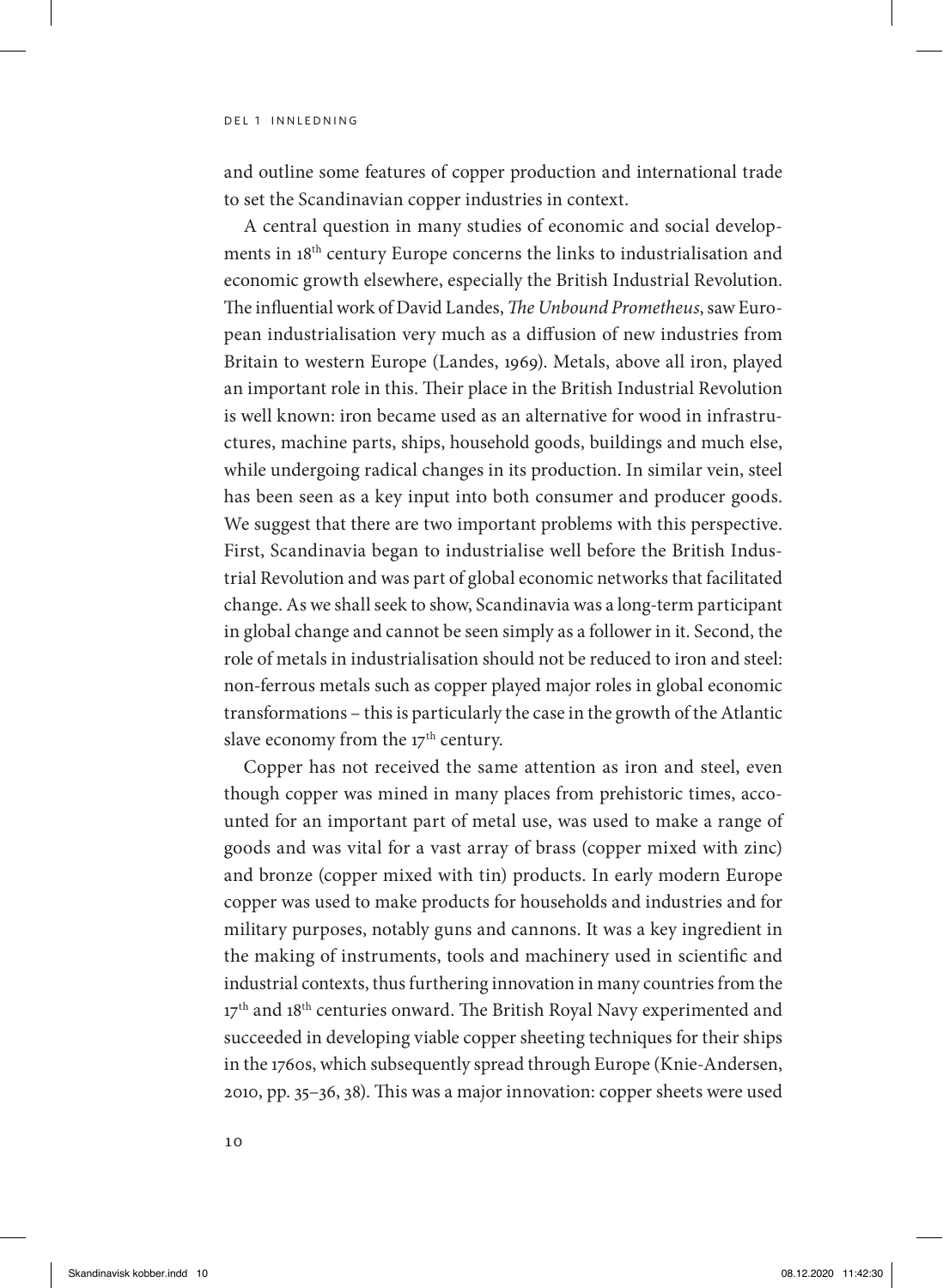and outline some features of copper production and international trade to set the Scandinavian copper industries in context.

A central question in many studies of economic and social developments in 18th century Europe concerns the links to industrialisation and economic growth elsewhere, especially the British Industrial Revolution. The influential work of David Landes, *The Unbound Prometheus*, saw European industrialisation very much as a diffusion of new industries from Britain to western Europe (Landes, 1969). Metals, above all iron, played an important role in this. Their place in the British Industrial Revolution is well known: iron became used as an alternative for wood in infrastructures, machine parts, ships, household goods, buildings and much else, while undergoing radical changes in its production. In similar vein, steel has been seen as a key input into both consumer and producer goods. We suggest that there are two important problems with this perspective. First, Scandinavia began to industrialise well before the British Industrial Revolution and was part of global economic networks that facilitated change. As we shall seek to show, Scandinavia was a long-term participant in global change and cannot be seen simply as a follower in it. Second, the role of metals in industrialisation should not be reduced to iron and steel: non-ferrous metals such as copper played major roles in global economic transformations – this is particularly the case in the growth of the Atlantic slave economy from the 17th century.

Copper has not received the same attention as iron and steel, even though copper was mined in many places from prehistoric times, accounted for an important part of metal use, was used to make a range of goods and was vital for a vast array of brass (copper mixed with zinc) and bronze (copper mixed with tin) products. In early modern Europe copper was used to make products for households and industries and for military purposes, notably guns and cannons. It was a key ingredient in the making of instruments, tools and machinery used in scientific and industrial contexts, thus furthering innovation in many countries from the 17th and 18th centuries onward. The British Royal Navy experimented and succeeded in developing viable copper sheeting techniques for their ships in the 1760s, which subsequently spread through Europe (Knie-Andersen, 2010, pp. 35–36, 38). This was a major innovation: copper sheets were used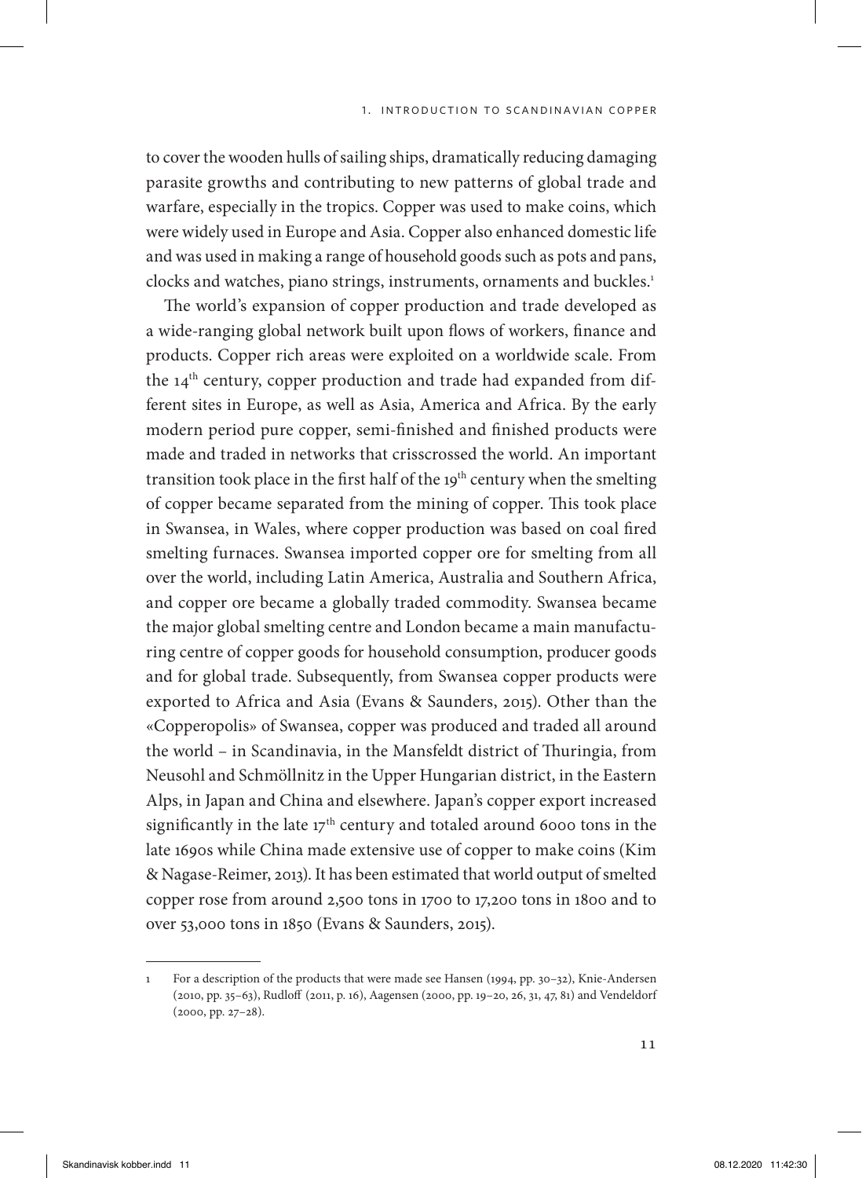to cover the wooden hulls of sailing ships, dramatically reducing damaging parasite growths and contributing to new patterns of global trade and warfare, especially in the tropics. Copper was used to make coins, which were widely used in Europe and Asia. Copper also enhanced domestic life and was used in making a range of household goods such as pots and pans, clocks and watches, piano strings, instruments, ornaments and buckles.[1]

The world's expansion of copper production and trade developed as a wide-ranging global network built upon flows of workers, finance and products. Copper rich areas were exploited on a worldwide scale. From the 14th century, copper production and trade had expanded from different sites in Europe, as well as Asia, America and Africa. By the early modern period pure copper, semi-finished and finished products were made and traded in networks that crisscrossed the world. An important transition took place in the first half of the 19th century when the smelting of copper became separated from the mining of copper. This took place in Swansea, in Wales, where copper production was based on coal fired smelting furnaces. Swansea imported copper ore for smelting from all over the world, including Latin America, Australia and Southern Africa, and copper ore became a globally traded commodity. Swansea became the major global smelting centre and London became a main manufacturing centre of copper goods for household consumption, producer goods and for global trade. Subsequently, from Swansea copper products were exported to Africa and Asia (Evans & Saunders, 2015). Other than the «Copperopolis» of Swansea, copper was produced and traded all around the world – in Scandinavia, in the Mansfeldt district of Thuringia, from Neusohl and Schmöllnitz in the Upper Hungarian district, in the Eastern Alps, in Japan and China and elsewhere. Japan's copper export increased significantly in the late 17th century and totaled around 6000 tons in the late 1690s while China made extensive use of copper to make coins (Kim & Nagase-Reimer, 2013). It has been estimated that world output of smelted copper rose from around 2,500 tons in 1700 to 17,200 tons in 1800 and to over 53,000 tons in 1850 (Evans & Saunders, 2015).

---

1 For a description of the products that were made see Hansen (1994, pp. 30–32), Knie-Andersen (2010, pp. 35–63), Rudloff (2011, p. 16), Aagensen (2000, pp. 19–20, 26, 31, 47, 81) and Vendeldorf (2000, pp. 27–28).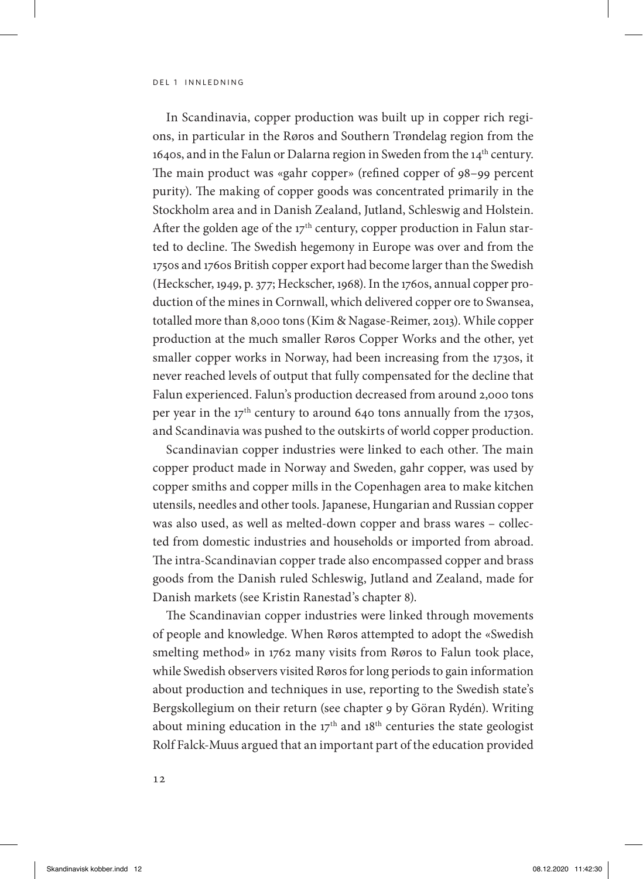In Scandinavia, copper production was built up in copper rich regions, in particular in the Røros and Southern Trøndelag region from the 1640s, and in the Falun or Dalarna region in Sweden from the 14th century. The main product was «gahr copper» (refined copper of 98–99 percent purity). The making of copper goods was concentrated primarily in the Stockholm area and in Danish Zealand, Jutland, Schleswig and Holstein. After the golden age of the 17th century, copper production in Falun started to decline. The Swedish hegemony in Europe was over and from the 1750s and 1760s British copper export had become larger than the Swedish (Heckscher, 1949, p. 377; Heckscher, 1968). In the 1760s, annual copper production of the mines in Cornwall, which delivered copper ore to Swansea, totalled more than 8,000 tons (Kim & Nagase-Reimer, 2013). While copper production at the much smaller Røros Copper Works and the other, yet smaller copper works in Norway, had been increasing from the 1730s, it never reached levels of output that fully compensated for the decline that Falun experienced. Falun's production decreased from around 2,000 tons per year in the 17th century to around 640 tons annually from the 1730s, and Scandinavia was pushed to the outskirts of world copper production.

Scandinavian copper industries were linked to each other. The main copper product made in Norway and Sweden, gahr copper, was used by copper smiths and copper mills in the Copenhagen area to make kitchen utensils, needles and other tools. Japanese, Hungarian and Russian copper was also used, as well as melted-down copper and brass wares – collected from domestic industries and households or imported from abroad. The intra-Scandinavian copper trade also encompassed copper and brass goods from the Danish ruled Schleswig, Jutland and Zealand, made for Danish markets (see Kristin Ranestad's chapter 8).

The Scandinavian copper industries were linked through movements of people and knowledge. When Røros attempted to adopt the «Swedish smelting method» in 1762 many visits from Røros to Falun took place, while Swedish observers visited Røros for long periods to gain information about production and techniques in use, reporting to the Swedish state's Bergskollegium on their return (see chapter 9 by Göran Rydén). Writing about mining education in the 17th and 18th centuries the state geologist Rolf Falck-Muus argued that an important part of the education provided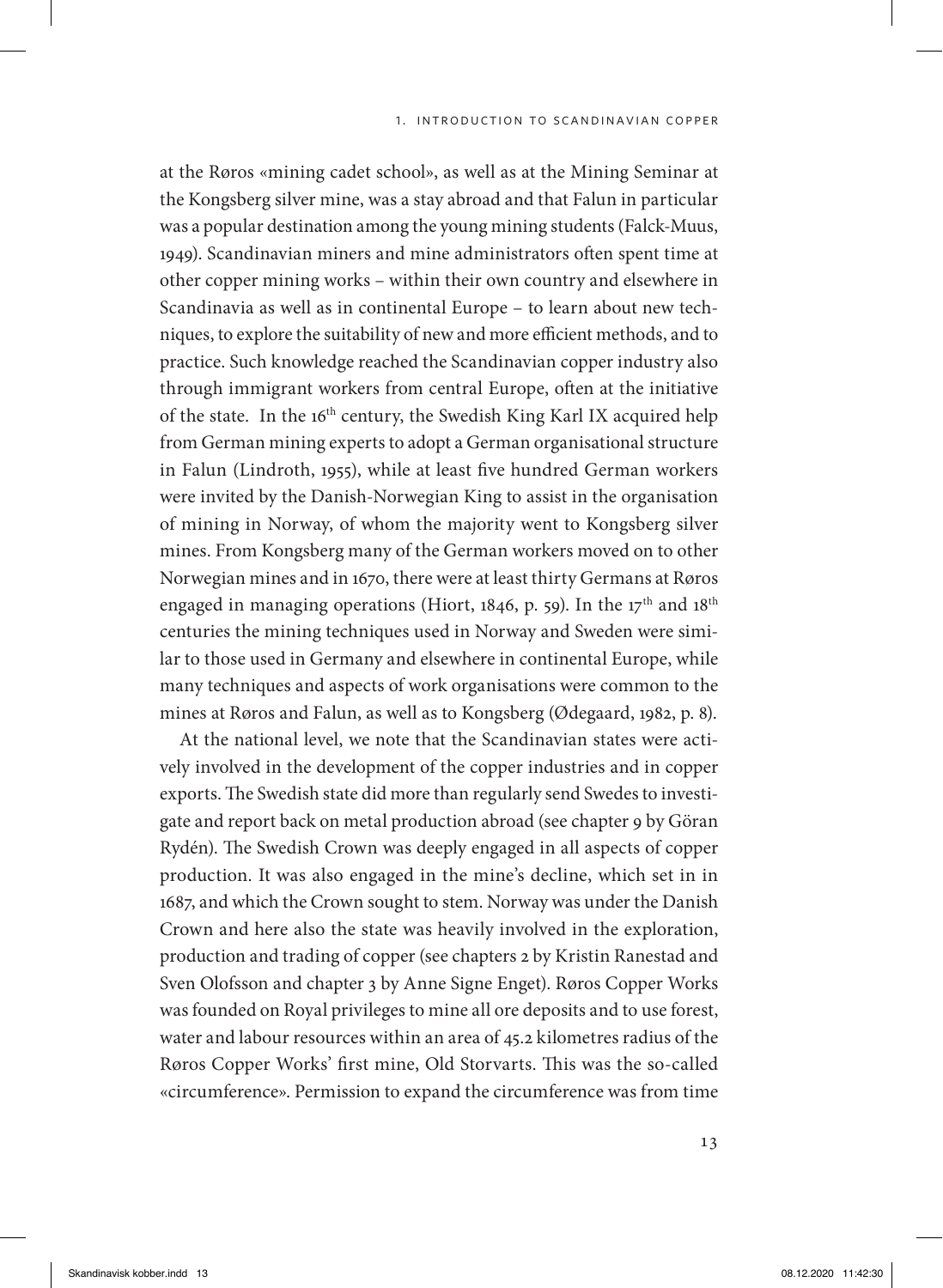at the Røros «mining cadet school», as well as at the Mining Seminar at the Kongsberg silver mine, was a stay abroad and that Falun in particular was a popular destination among the young mining students (Falck-Muus, 1949). Scandinavian miners and mine administrators often spent time at other copper mining works – within their own country and elsewhere in Scandinavia as well as in continental Europe – to learn about new techniques, to explore the suitability of new and more efficient methods, and to practice. Such knowledge reached the Scandinavian copper industry also through immigrant workers from central Europe, often at the initiative of the state. In the 16th century, the Swedish King Karl IX acquired help from German mining experts to adopt a German organisational structure in Falun (Lindroth, 1955), while at least five hundred German workers were invited by the Danish-Norwegian King to assist in the organisation of mining in Norway, of whom the majority went to Kongsberg silver mines. From Kongsberg many of the German workers moved on to other Norwegian mines and in 1670, there were at least thirty Germans at Røros engaged in managing operations (Hiort, 1846, p. 59). In the 17th and 18th centuries the mining techniques used in Norway and Sweden were similar to those used in Germany and elsewhere in continental Europe, while many techniques and aspects of work organisations were common to the mines at Røros and Falun, as well as to Kongsberg (Ødegaard, 1982, p. 8).

At the national level, we note that the Scandinavian states were actively involved in the development of the copper industries and in copper exports. The Swedish state did more than regularly send Swedes to investigate and report back on metal production abroad (see chapter 9 by Göran Rydén). The Swedish Crown was deeply engaged in all aspects of copper production. It was also engaged in the mine's decline, which set in in 1687, and which the Crown sought to stem. Norway was under the Danish Crown and here also the state was heavily involved in the exploration, production and trading of copper (see chapters 2 by Kristin Ranestad and Sven Olofsson and chapter 3 by Anne Signe Enget). Røros Copper Works was founded on Royal privileges to mine all ore deposits and to use forest, water and labour resources within an area of 45.2 kilometres radius of the Røros Copper Works' first mine, Old Storvarts. This was the so-called «circumference». Permission to expand the circumference was from time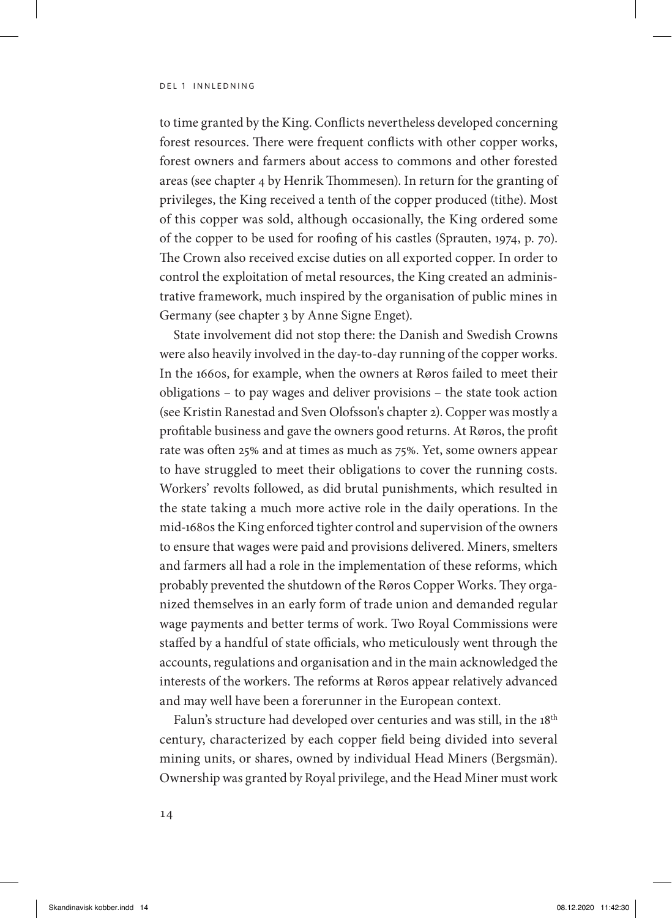to time granted by the King. Conflicts nevertheless developed concerning forest resources. There were frequent conflicts with other copper works, forest owners and farmers about access to commons and other forested areas (see chapter 4 by Henrik Thommesen). In return for the granting of privileges, the King received a tenth of the copper produced (tithe). Most of this copper was sold, although occasionally, the King ordered some of the copper to be used for roofing of his castles (Sprauten, 1974, p. 70). The Crown also received excise duties on all exported copper. In order to control the exploitation of metal resources, the King created an administrative framework, much inspired by the organisation of public mines in Germany (see chapter 3 by Anne Signe Enget).

State involvement did not stop there: the Danish and Swedish Crowns were also heavily involved in the day-to-day running of the copper works. In the 1660s, for example, when the owners at Røros failed to meet their obligations – to pay wages and deliver provisions – the state took action (see Kristin Ranestad and Sven Olofsson's chapter 2). Copper was mostly a profitable business and gave the owners good returns. At Røros, the profit rate was often 25% and at times as much as 75%. Yet, some owners appear to have struggled to meet their obligations to cover the running costs. Workers' revolts followed, as did brutal punishments, which resulted in the state taking a much more active role in the daily operations. In the mid-1680s the King enforced tighter control and supervision of the owners to ensure that wages were paid and provisions delivered. Miners, smelters and farmers all had a role in the implementation of these reforms, which probably prevented the shutdown of the Røros Copper Works. They organized themselves in an early form of trade union and demanded regular wage payments and better terms of work. Two Royal Commissions were staffed by a handful of state officials, who meticulously went through the accounts, regulations and organisation and in the main acknowledged the interests of the workers. The reforms at Røros appear relatively advanced and may well have been a forerunner in the European context.

Falun's structure had developed over centuries and was still, in the 18th century, characterized by each copper field being divided into several mining units, or shares, owned by individual Head Miners (Bergsmän). Ownership was granted by Royal privilege, and the Head Miner must work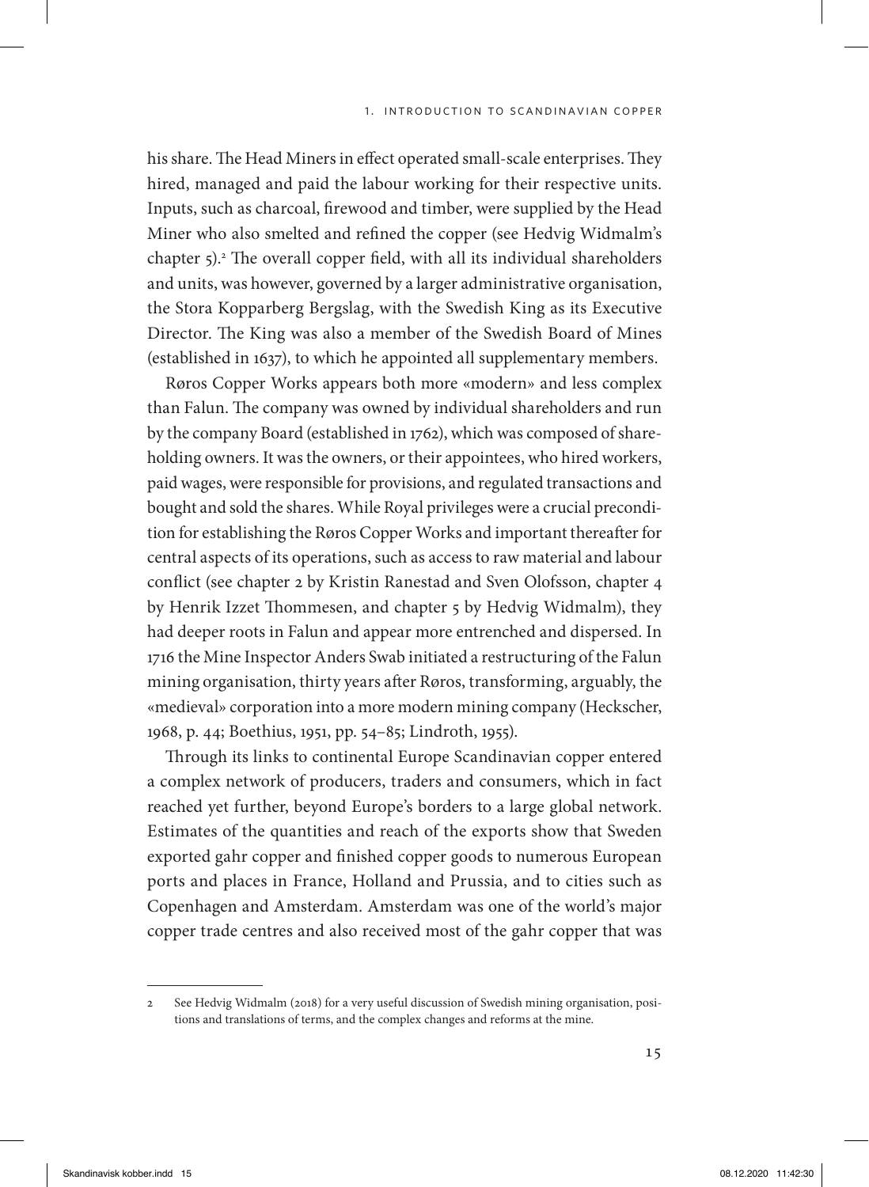his share. The Head Miners in effect operated small-scale enterprises. They hired, managed and paid the labour working for their respective units. Inputs, such as charcoal, firewood and timber, were supplied by the Head Miner who also smelted and refined the copper (see Hedvig Widmalm's chapter 5).[2] The overall copper field, with all its individual shareholders and units, was however, governed by a larger administrative organisation, the Stora Kopparberg Bergslag, with the Swedish King as its Executive Director. The King was also a member of the Swedish Board of Mines (established in 1637), to which he appointed all supplementary members.

Røros Copper Works appears both more «modern» and less complex than Falun. The company was owned by individual shareholders and run by the company Board (established in 1762), which was composed of shareholding owners. It was the owners, or their appointees, who hired workers, paid wages, were responsible for provisions, and regulated transactions and bought and sold the shares. While Royal privileges were a crucial precondition for establishing the Røros Copper Works and important thereafter for central aspects of its operations, such as access to raw material and labour conflict (see chapter 2 by Kristin Ranestad and Sven Olofsson, chapter 4 by Henrik Izzet Thommesen, and chapter 5 by Hedvig Widmalm), they had deeper roots in Falun and appear more entrenched and dispersed. In 1716 the Mine Inspector Anders Swab initiated a restructuring of the Falun mining organisation, thirty years after Røros, transforming, arguably, the «medieval» corporation into a more modern mining company (Heckscher, 1968, p. 44; Boethius, 1951, pp. 54–85; Lindroth, 1955).

Through its links to continental Europe Scandinavian copper entered a complex network of producers, traders and consumers, which in fact reached yet further, beyond Europe's borders to a large global network. Estimates of the quantities and reach of the exports show that Sweden exported gahr copper and finished copper goods to numerous European ports and places in France, Holland and Prussia, and to cities such as Copenhagen and Amsterdam. Amsterdam was one of the world's major copper trade centres and also received most of the gahr copper that was

---

2 See Hedvig Widmalm (2018) for a very useful discussion of Swedish mining organisation, positions and translations of terms, and the complex changes and reforms at the mine.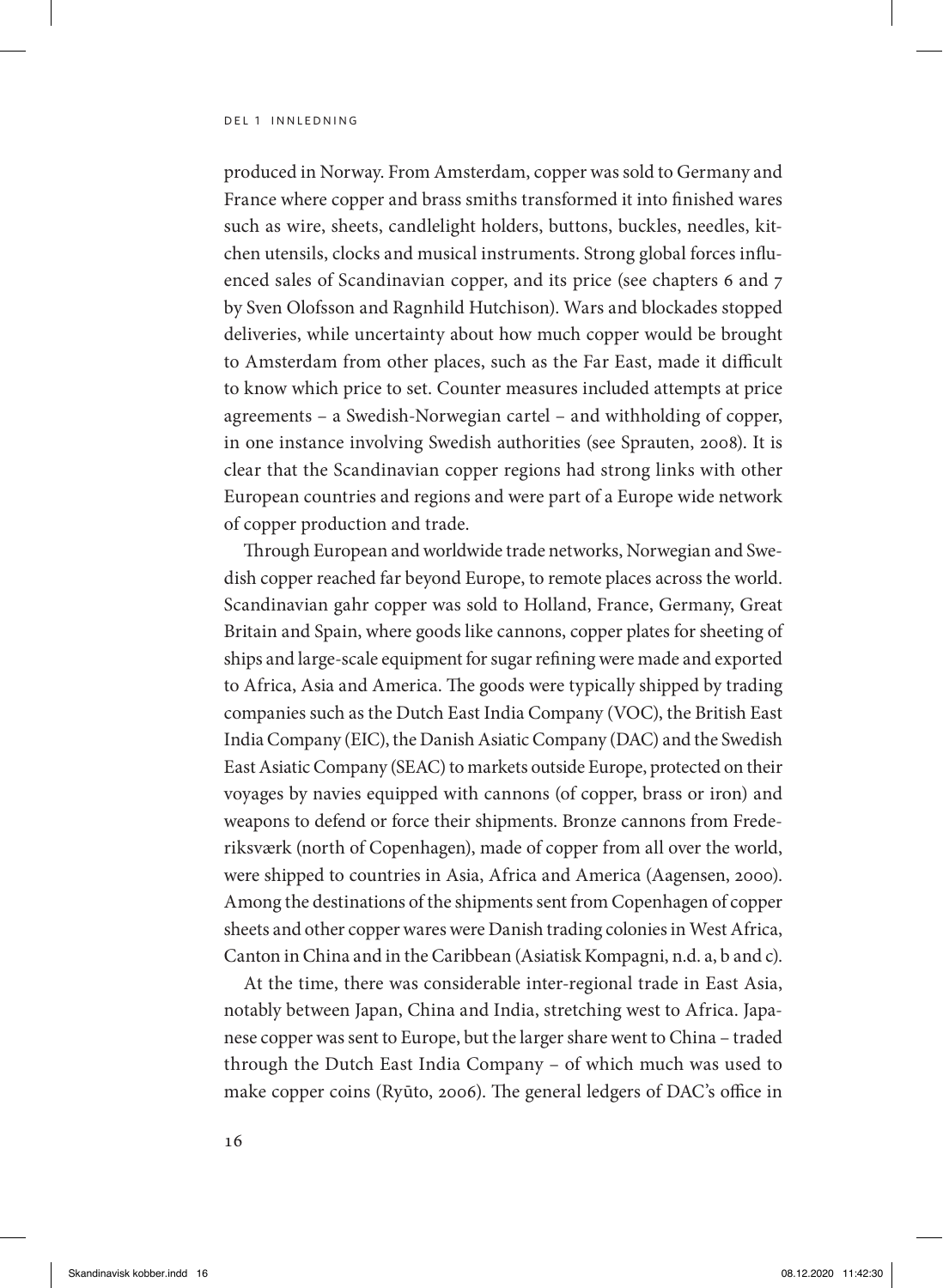produced in Norway. From Amsterdam, copper was sold to Germany and France where copper and brass smiths transformed it into finished wares such as wire, sheets, candlelight holders, buttons, buckles, needles, kitchen utensils, clocks and musical instruments. Strong global forces influenced sales of Scandinavian copper, and its price (see chapters 6 and 7 by Sven Olofsson and Ragnhild Hutchison). Wars and blockades stopped deliveries, while uncertainty about how much copper would be brought to Amsterdam from other places, such as the Far East, made it difficult to know which price to set. Counter measures included attempts at price agreements – a Swedish-Norwegian cartel – and withholding of copper, in one instance involving Swedish authorities (see Sprauten, 2008). It is clear that the Scandinavian copper regions had strong links with other European countries and regions and were part of a Europe wide network of copper production and trade.

Through European and worldwide trade networks, Norwegian and Swedish copper reached far beyond Europe, to remote places across the world. Scandinavian gahr copper was sold to Holland, France, Germany, Great Britain and Spain, where goods like cannons, copper plates for sheeting of ships and large-scale equipment for sugar refining were made and exported to Africa, Asia and America. The goods were typically shipped by trading companies such as the Dutch East India Company (VOC), the British East India Company (EIC), the Danish Asiatic Company (DAC) and the Swedish East Asiatic Company (SEAC) to markets outside Europe, protected on their voyages by navies equipped with cannons (of copper, brass or iron) and weapons to defend or force their shipments. Bronze cannons from Frederiksværk (north of Copenhagen), made of copper from all over the world, were shipped to countries in Asia, Africa and America (Aagensen, 2000). Among the destinations of the shipments sent from Copenhagen of copper sheets and other copper wares were Danish trading colonies in West Africa, Canton in China and in the Caribbean (Asiatisk Kompagni, n.d. a, b and c).

At the time, there was considerable inter-regional trade in East Asia, notably between Japan, China and India, stretching west to Africa. Japanese copper was sent to Europe, but the larger share went to China – traded through the Dutch East India Company – of which much was used to make copper coins (Ryūto, 2006). The general ledgers of DAC's office in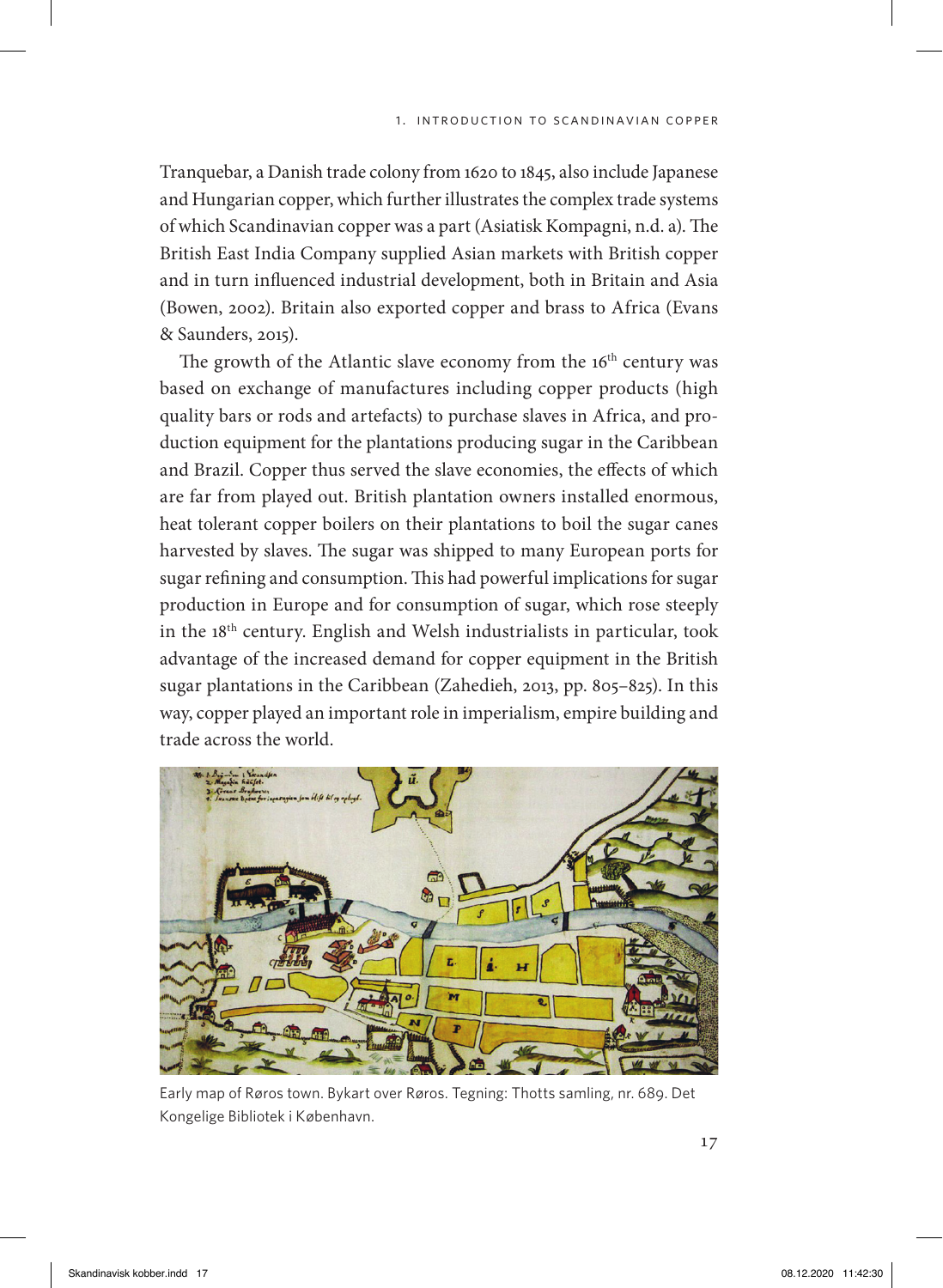Tranquebar, a Danish trade colony from 1620 to 1845, also include Japanese and Hungarian copper, which further illustrates the complex trade systems of which Scandinavian copper was a part (Asiatisk Kompagni, n.d. a). The British East India Company supplied Asian markets with British copper and in turn influenced industrial development, both in Britain and Asia (Bowen, 2002). Britain also exported copper and brass to Africa (Evans & Saunders, 2015).

The growth of the Atlantic slave economy from the 16th century was based on exchange of manufactures including copper products (high quality bars or rods and artefacts) to purchase slaves in Africa, and production equipment for the plantations producing sugar in the Caribbean and Brazil. Copper thus served the slave economies, the effects of which are far from played out. British plantation owners installed enormous, heat tolerant copper boilers on their plantations to boil the sugar canes harvested by slaves. The sugar was shipped to many European ports for sugar refining and consumption. This had powerful implications for sugar production in Europe and for consumption of sugar, which rose steeply in the 18th century. English and Welsh industrialists in particular, took advantage of the increased demand for copper equipment in the British sugar plantations in the Caribbean (Zahedieh, 2013, pp. 805–825). In this way, copper played an important role in imperialism, empire building and trade across the world.

Early map of Røros town. Bykart over Røros. Tegning: Thotts samling, nr. 689. Det Kongelige Bibliotek i København.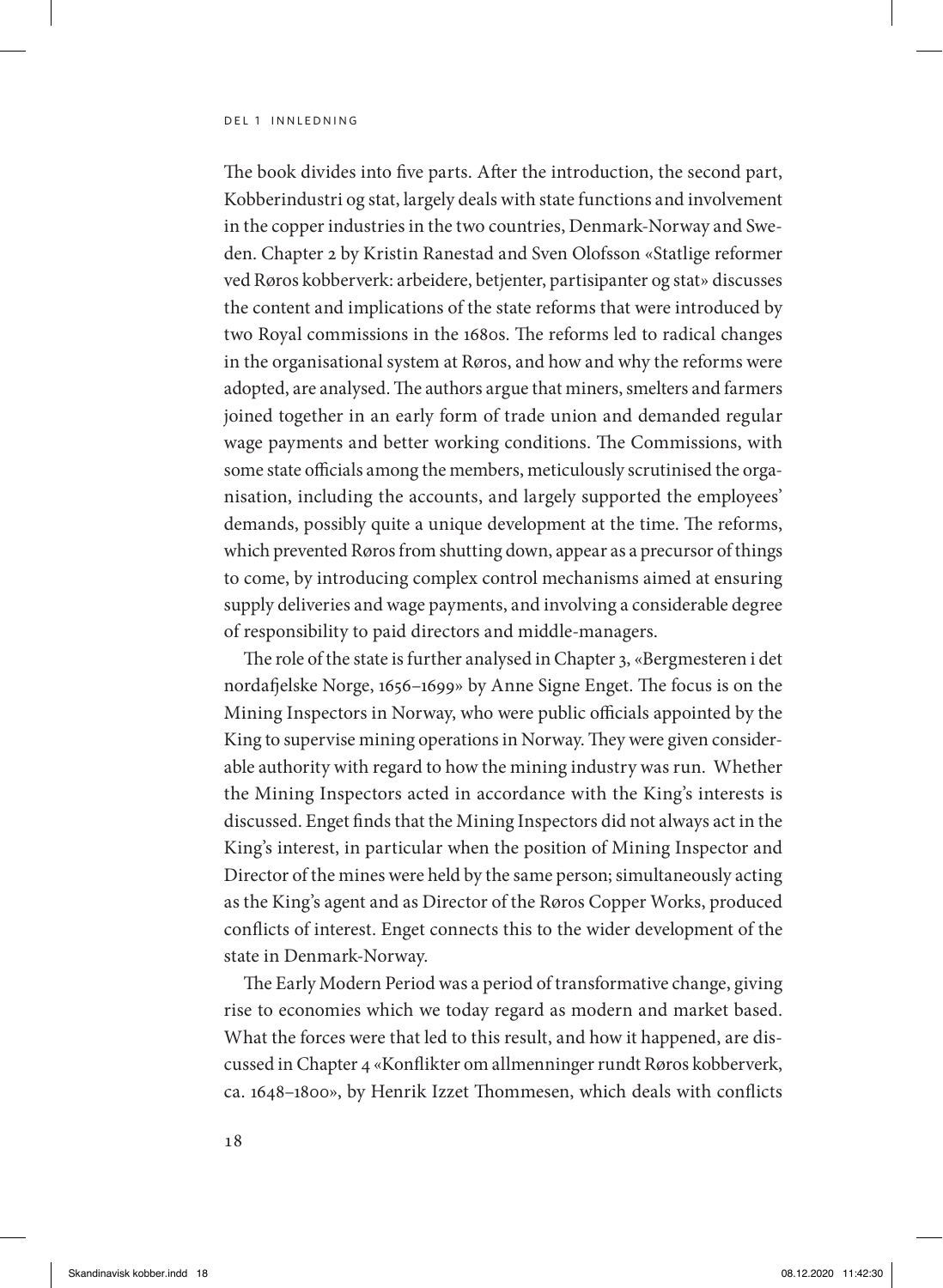The book divides into five parts. After the introduction, the second part, Kobberindustri og stat, largely deals with state functions and involvement in the copper industries in the two countries, Denmark-Norway and Sweden. Chapter 2 by Kristin Ranestad and Sven Olofsson «Statlige reformer ved Røros kobberverk: arbeidere, betjenter, partisipanter og stat» discusses the content and implications of the state reforms that were introduced by two Royal commissions in the 1680s. The reforms led to radical changes in the organisational system at Røros, and how and why the reforms were adopted, are analysed. The authors argue that miners, smelters and farmers joined together in an early form of trade union and demanded regular wage payments and better working conditions. The Commissions, with some state officials among the members, meticulously scrutinised the organisation, including the accounts, and largely supported the employees' demands, possibly quite a unique development at the time. The reforms, which prevented Røros from shutting down, appear as a precursor of things to come, by introducing complex control mechanisms aimed at ensuring supply deliveries and wage payments, and involving a considerable degree of responsibility to paid directors and middle-managers.

The role of the state is further analysed in Chapter 3, «Bergmesteren i det nordafjelske Norge, 1656–1699» by Anne Signe Enget. The focus is on the Mining Inspectors in Norway, who were public officials appointed by the King to supervise mining operations in Norway. They were given considerable authority with regard to how the mining industry was run. Whether the Mining Inspectors acted in accordance with the King's interests is discussed. Enget finds that the Mining Inspectors did not always act in the King's interest, in particular when the position of Mining Inspector and Director of the mines were held by the same person; simultaneously acting as the King's agent and as Director of the Røros Copper Works, produced conflicts of interest. Enget connects this to the wider development of the state in Denmark-Norway.

The Early Modern Period was a period of transformative change, giving rise to economies which we today regard as modern and market based. What the forces were that led to this result, and how it happened, are discussed in Chapter 4 «Konflikter om allmenninger rundt Røros kobberverk, ca. 1648–1800», by Henrik Izzet Thommesen, which deals with conflicts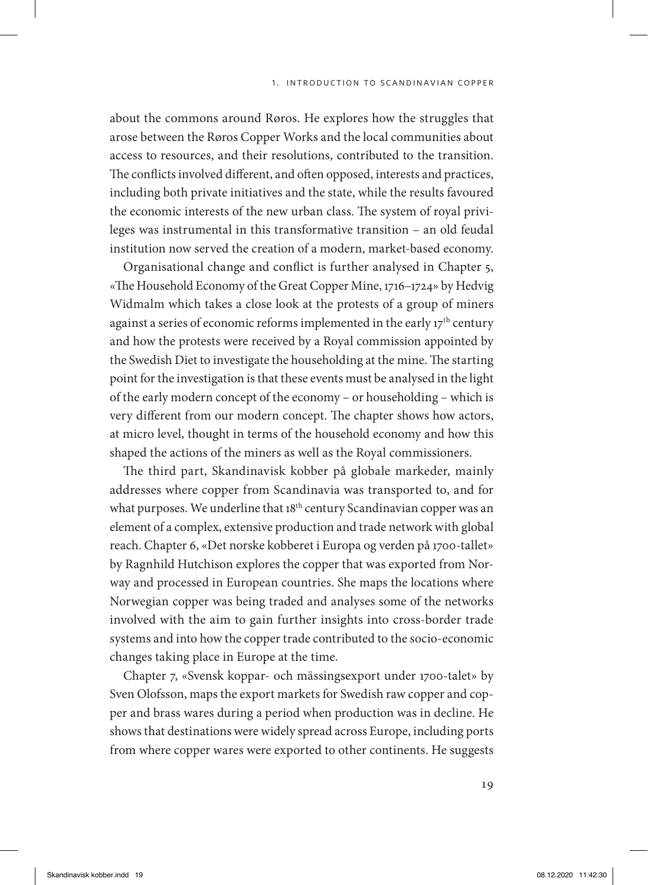about the commons around Røros. He explores how the struggles that arose between the Røros Copper Works and the local communities about access to resources, and their resolutions, contributed to the transition. The conflicts involved different, and often opposed, interests and practices, including both private initiatives and the state, while the results favoured the economic interests of the new urban class. The system of royal privileges was instrumental in this transformative transition – an old feudal institution now served the creation of a modern, market-based economy.

Organisational change and conflict is further analysed in Chapter 5, «The Household Economy of the Great Copper Mine, 1716–1724» by Hedvig Widmalm which takes a close look at the protests of a group of miners against a series of economic reforms implemented in the early 17th century and how the protests were received by a Royal commission appointed by the Swedish Diet to investigate the householding at the mine. The starting point for the investigation is that these events must be analysed in the light of the early modern concept of the economy – or householding – which is very different from our modern concept. The chapter shows how actors, at micro level, thought in terms of the household economy and how this shaped the actions of the miners as well as the Royal commissioners.

The third part, Skandinavisk kobber på globale markeder, mainly addresses where copper from Scandinavia was transported to, and for what purposes. We underline that 18th century Scandinavian copper was an element of a complex, extensive production and trade network with global reach. Chapter 6, «Det norske kobberet i Europa og verden på 1700-tallet» by Ragnhild Hutchison explores the copper that was exported from Norway and processed in European countries. She maps the locations where Norwegian copper was being traded and analyses some of the networks involved with the aim to gain further insights into cross-border trade systems and into how the copper trade contributed to the socio-economic changes taking place in Europe at the time.

Chapter 7, «Svensk koppar- och mässingsexport under 1700-talet» by Sven Olofsson, maps the export markets for Swedish raw copper and copper and brass wares during a period when production was in decline. He shows that destinations were widely spread across Europe, including ports from where copper wares were exported to other continents. He suggests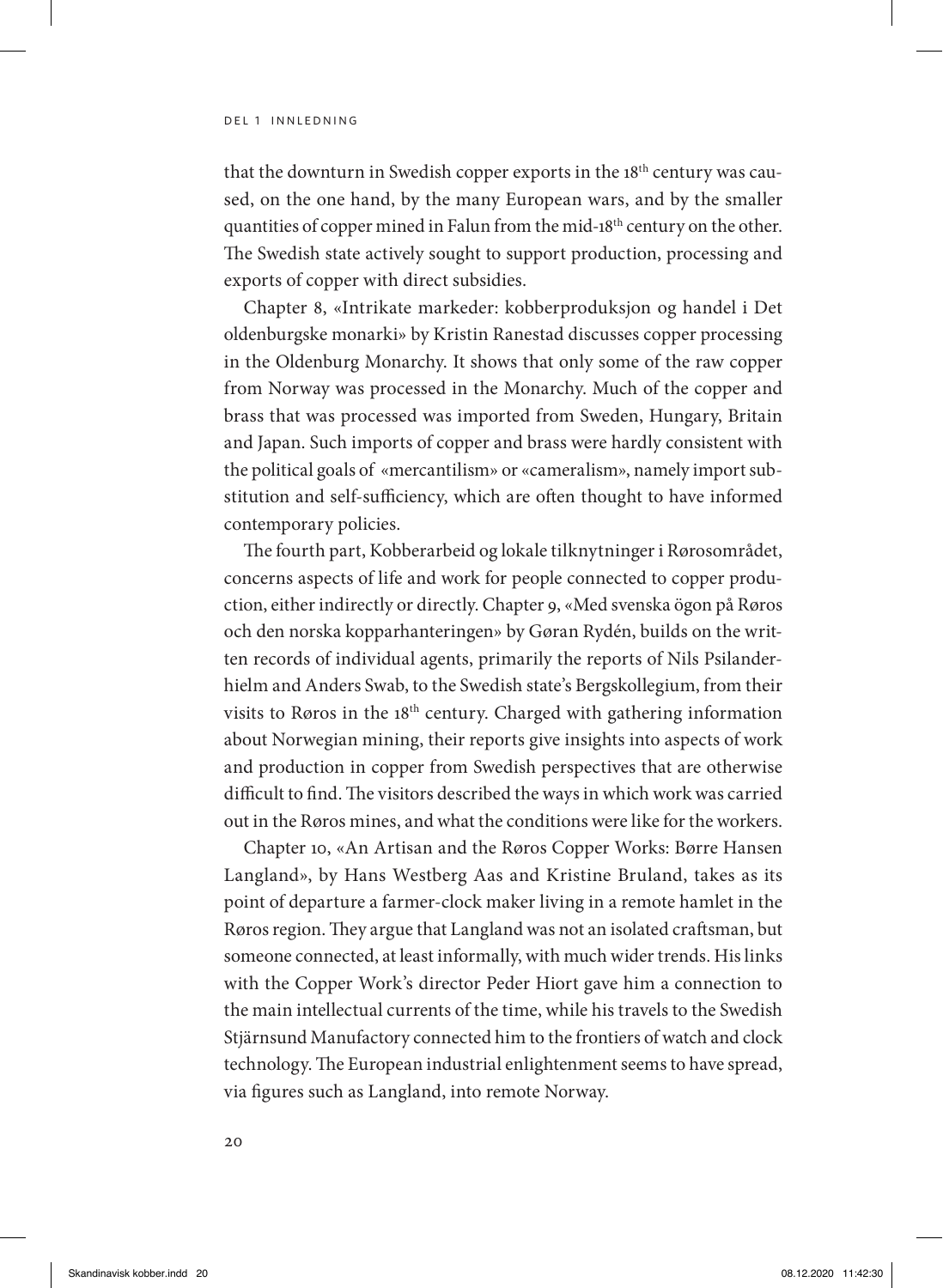that the downturn in Swedish copper exports in the 18th century was caused, on the one hand, by the many European wars, and by the smaller quantities of copper mined in Falun from the mid-18th century on the other. The Swedish state actively sought to support production, processing and exports of copper with direct subsidies.

Chapter 8, «Intrikate markeder: kobberproduksjon og handel i Det oldenburgske monarki» by Kristin Ranestad discusses copper processing in the Oldenburg Monarchy. It shows that only some of the raw copper from Norway was processed in the Monarchy. Much of the copper and brass that was processed was imported from Sweden, Hungary, Britain and Japan. Such imports of copper and brass were hardly consistent with the political goals of «mercantilism» or «cameralism», namely import substitution and self-sufficiency, which are often thought to have informed contemporary policies.

The fourth part, Kobberarbeid og lokale tilknytninger i Rørosområdet, concerns aspects of life and work for people connected to copper production, either indirectly or directly. Chapter 9, «Med svenska ögon på Røros och den norska kopparhanteringen» by Gøran Rydén, builds on the written records of individual agents, primarily the reports of Nils Psilanderhielm and Anders Swab, to the Swedish state's Bergskollegium, from their visits to Røros in the 18th century. Charged with gathering information about Norwegian mining, their reports give insights into aspects of work and production in copper from Swedish perspectives that are otherwise difficult to find. The visitors described the ways in which work was carried out in the Røros mines, and what the conditions were like for the workers.

Chapter 10, «An Artisan and the Røros Copper Works: Børre Hansen Langland», by Hans Westberg Aas and Kristine Bruland, takes as its point of departure a farmer-clock maker living in a remote hamlet in the Røros region. They argue that Langland was not an isolated craftsman, but someone connected, at least informally, with much wider trends. His links with the Copper Work's director Peder Hiort gave him a connection to the main intellectual currents of the time, while his travels to the Swedish Stjärnsund Manufactory connected him to the frontiers of watch and clock technology. The European industrial enlightenment seems to have spread, via figures such as Langland, into remote Norway.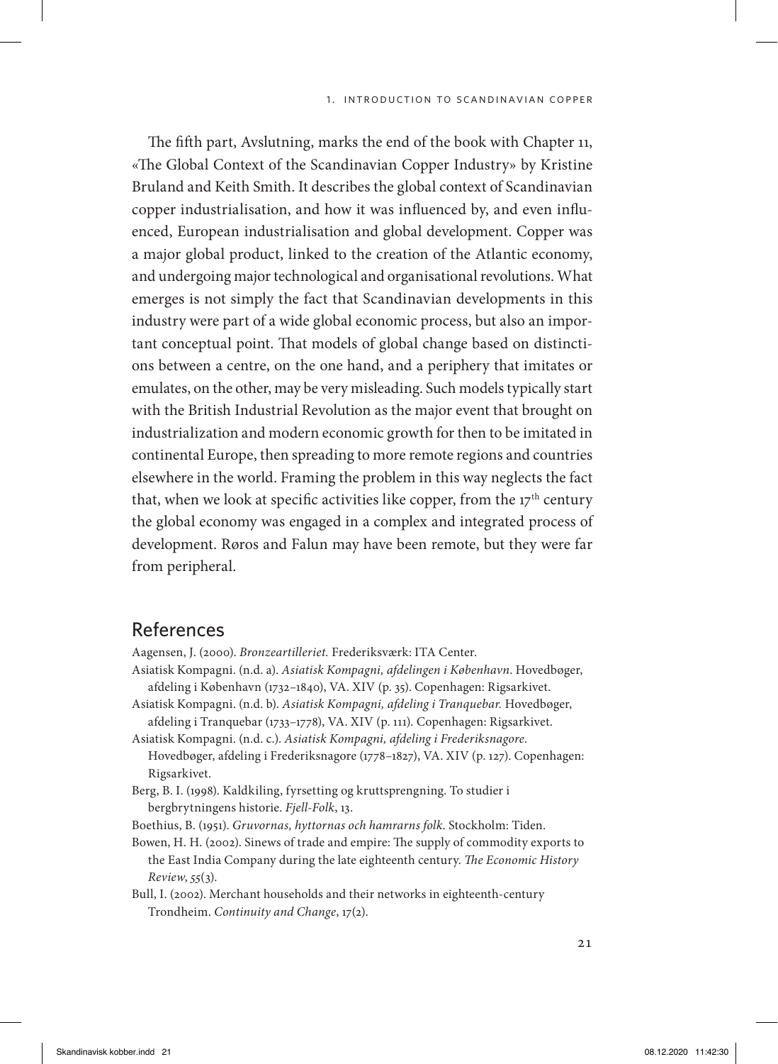The fifth part, Avslutning, marks the end of the book with Chapter 11, «The Global Context of the Scandinavian Copper Industry» by Kristine Bruland and Keith Smith. It describes the global context of Scandinavian copper industrialisation, and how it was influenced by, and even influenced, European industrialisation and global development. Copper was a major global product, linked to the creation of the Atlantic economy, and undergoing major technological and organisational revolutions. What emerges is not simply the fact that Scandinavian developments in this industry were part of a wide global economic process, but also an important conceptual point. That models of global change based on distinctions between a centre, on the one hand, and a periphery that imitates or emulates, on the other, may be very misleading. Such models typically start with the British Industrial Revolution as the major event that brought on industrialization and modern economic growth for then to be imitated in continental Europe, then spreading to more remote regions and countries elsewhere in the world. Framing the problem in this way neglects the fact that, when we look at specific activities like copper, from the 17th century the global economy was engaged in a complex and integrated process of development. Røros and Falun may have been remote, but they were far from peripheral.

## References

Aagensen, J. (2000). *Bronzeartilleriet.* Frederiksværk: ITA Center.

Asiatisk Kompagni. (n.d. a). *Asiatisk Kompagni, afdelingen i København*. Hovedbøger, afdeling i København (1732–1840), VA. XIV (p. 35). Copenhagen: Rigsarkivet.

Asiatisk Kompagni. (n.d. b). *Asiatisk Kompagni, afdeling i Tranquebar.* Hovedbøger, afdeling i Tranquebar (1733–1778), VA. XIV (p. 111). Copenhagen: Rigsarkivet.

Asiatisk Kompagni. (n.d. c.). *Asiatisk Kompagni, afdeling i Frederiksnagore.* Hovedbøger, afdeling i Frederiksnagore (1778–1827), VA. XIV (p. 127). Copenhagen: Rigsarkivet.

Berg, B. I. (1998). Kaldkiling, fyrsetting og kruttsprengning. To studier i bergbrytningens historie. *Fjell-Folk*, 13.

Boethius, B. (1951). *Gruvornas, hyttornas och hamrarns folk*. Stockholm: Tiden.

Bowen, H. H. (2002). Sinews of trade and empire: The supply of commodity exports to the East India Company during the late eighteenth century. *The Economic History Review*, *55*(3).

Bull, I. (2002). Merchant households and their networks in eighteenth-century Trondheim. *Continuity and Change*, 17(2).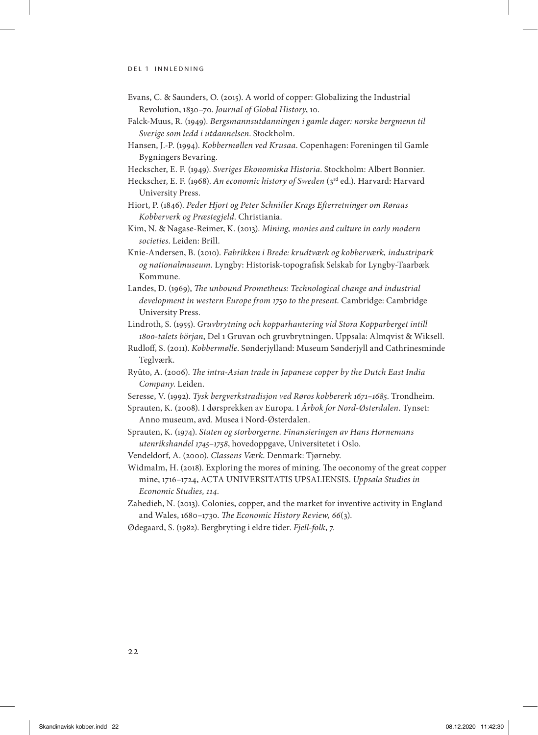Evans, C. & Saunders, O. (2015). A world of copper: Globalizing the Industrial Revolution, 1830–70. *Journal of Global History*, 10.

Falck-Muus, R. (1949). *Bergsmannsutdanningen i gamle dager: norske bergmenn til Sverige som ledd i utdannelsen*. Stockholm.

Hansen, J.-P. (1994). *Kobbermøllen ved Krusaa*. Copenhagen: Foreningen til Gamle Bygningers Bevaring.

Heckscher, E. F. (1949). *Sveriges Ekonomiska Historia*. Stockholm: Albert Bonnier.

Heckscher, E. F. (1968). *An economic history of Sweden* (3rd ed.). Harvard: Harvard University Press.

Hiort, P. (1846). *Peder Hjort og Peter Schnitler Krags Efterretninger om Røraas Kobberverk og Præstegjeld*. Christiania.

Kim, N. & Nagase-Reimer, K. (2013). *Mining, monies and culture in early modern societies*. Leiden: Brill.

Knie-Andersen, B. (2010). *Fabrikken i Brede: krudtværk og kobberværk, industripark og nationalmuseum*. Lyngby: Historisk-topografisk Selskab for Lyngby-Taarbæk Kommune.

Landes, D. (1969), *The unbound Prometheus: Technological change and industrial development in western Europe from 1750 to the present*. Cambridge: Cambridge University Press.

Lindroth, S. (1955). *Gruvbrytning och kopparhantering vid Stora Kopparberget intill 1800-talets början*, Del 1 Gruvan och gruvbrytningen. Uppsala: Almqvist & Wiksell.

Rudloff, S. (2011). *Kobbermølle*. Sønderjylland: Museum Sønderjyll and Cathrinesminde Teglværk.

Ryūto, A. (2006). *The intra-Asian trade in Japanese copper by the Dutch East India Company*. Leiden.

Seresse, V. (1992). *Tysk bergverkstradisjon ved Røros kobbererk 1671–1685*. Trondheim.

Sprauten, K. (2008). I dørsprekken av Europa. I *Årbok for Nord-Østerdalen*. Tynset: Anno museum, avd. Musea i Nord-Østerdalen.

Sprauten, K. (1974). *Staten og storborgerne. Finansieringen av Hans Hornemans utenrikshandel 1745–1758*, hovedoppgave, Universitetet i Oslo.

Vendeldorf, A. (2000). *Classens Værk*. Denmark: Tjørneby.

Widmalm, H. (2018). Exploring the mores of mining. The oeconomy of the great copper mine, 1716–1724, ACTA UNIVERSITATIS UPSALIENSIS. *Uppsala Studies in Economic Studies, 114*.

Zahedieh, N. (2013). Colonies, copper, and the market for inventive activity in England and Wales, 1680–1730. *The Economic History Review, 66*(3).

Ødegaard, S. (1982). Bergbryting i eldre tider. *Fjell-folk*, 7.